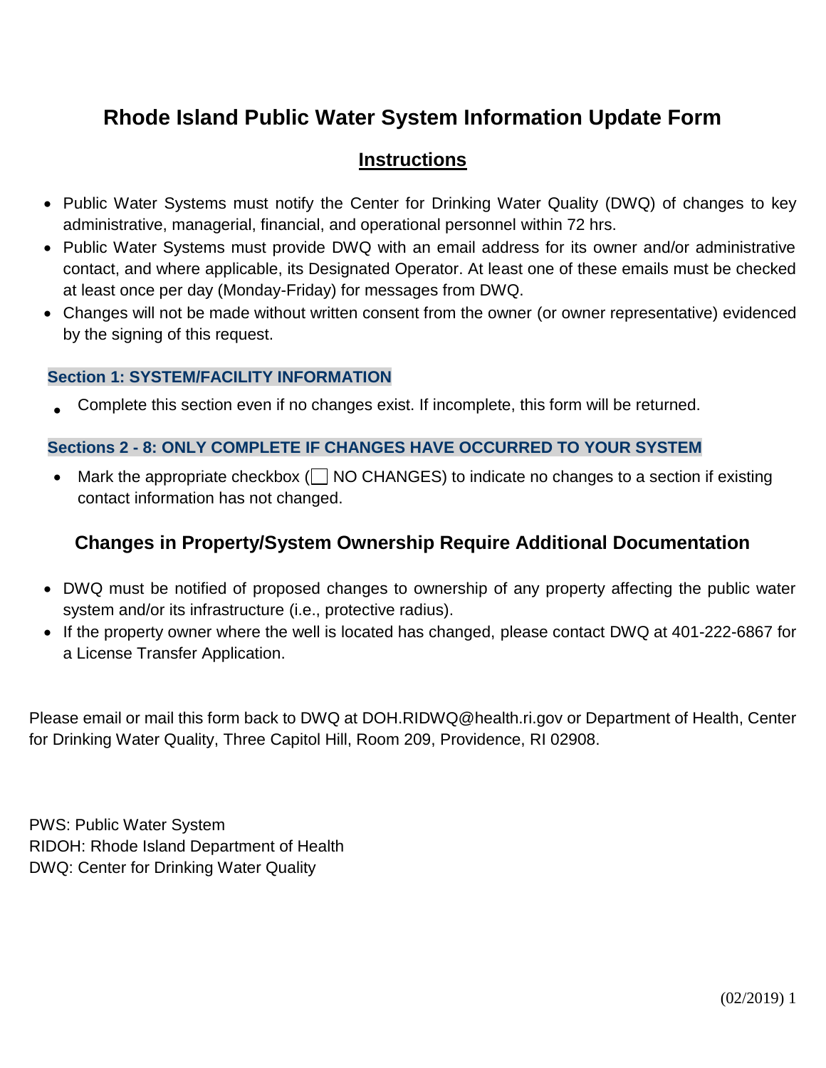# Rhode Island Public Water System Information Update Form

## Instructions

- Public Water Systems must notify the Center for Drinking Water Quality (DWQ) of changes to key administrative, managerial, financial, and operational personnel within 72 hrs.
- Public Water Systems must provide DWQ with an email address for its owner and/or administrative contact, and where applicable, its Designated Operator. At least one of these emails must be checked at least once per day (Monday-Friday) for messages from DWQ.
- Changes will not be made without written consent from the owner (or owner representative) evidenced by the signing of this request.

**Section 1: SYSTEM/FACILITY INFORMATION**

- Complete this section even if no changes exist. If incomplete, this form will be returned.

**Sections 2 - 8: ONLY COMPLETE IF CHANGES HAVE OCCURRED TO YOUR SYSTEM**

- Mark the appropriate checkbox (☐ NO CHANGES) to indicate no changes to a section if existing contact information has not changed.

### Changes in Property/System Ownership Require Additional Documentation

- DWQ must be notified of proposed changes to ownership of any property affecting the public water system and/or its infrastructure (i.e., protective radius).
- If the property owner where the well is located has changed, please contact DWQ at 401-222-6867 for a License Transfer Application.

Please email or mail this form back to DWQ at DOH.RIDWQ@health.ri.gov or Department of Health, Center for Drinking Water Quality, Three Capitol Hill, Room 209, Providence, RI 02908.

PWS: Public Water System
RIDOH: Rhode Island Department of Health
DWQ: Center for Drinking Water Quality

(02/2019)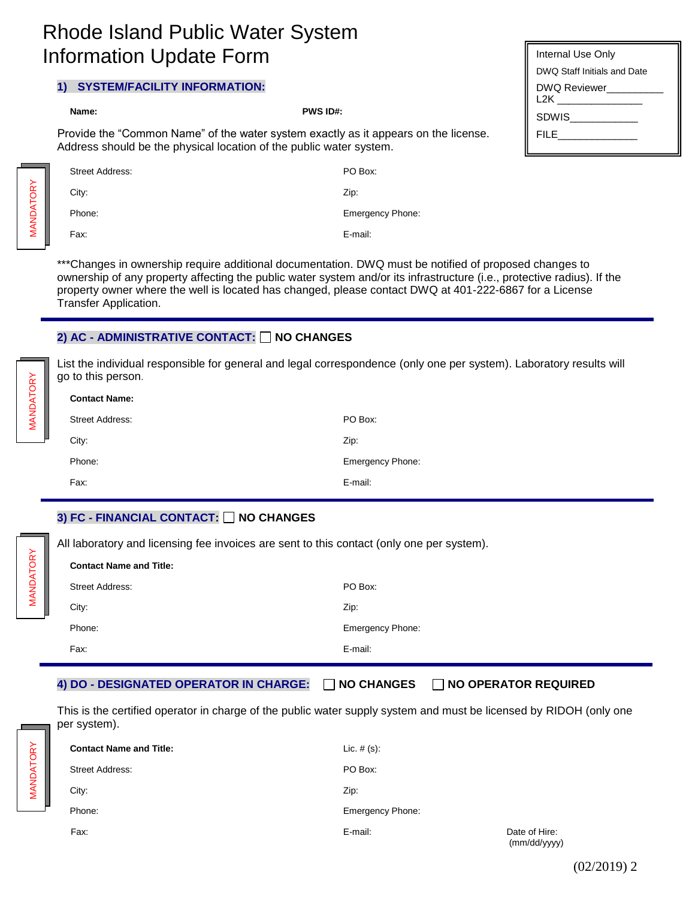# Rhode Island Public Water System Information Update Form

| Internal Use Only |
|---|
| DWQ Staff Initials and Date |
| DWQ Reviewer__________ |
| L2K _______________ |
| SDWIS____________ |
| FILE______________ |

## 1) SYSTEM/FACILITY INFORMATION:

**Name:** **PWS ID#:**

Provide the "Common Name" of the water system exactly as it appears on the license. Address should be the physical location of the public water system.

MANDATORY

| | |
|---|---|
| Street Address: | PO Box: |
| City: | Zip: |
| Phone: | Emergency Phone: |
| Fax: | E-mail: |

***Changes in ownership require additional documentation. DWQ must be notified of proposed changes to ownership of any property affecting the public water system and/or its infrastructure (i.e., protective radius). If the property owner where the well is located has changed, please contact DWQ at 401-222-6867 for a License Transfer Application.

## 2) AC - ADMINISTRATIVE CONTACT: ☐ NO CHANGES

MANDATORY

List the individual responsible for general and legal correspondence (only one per system). Laboratory results will go to this person.

**Contact Name:**

| | |
|---|---|
| Street Address: | PO Box: |
| City: | Zip: |
| Phone: | Emergency Phone: |
| Fax: | E-mail: |

## 3) FC - FINANCIAL CONTACT: ☐ NO CHANGES

MANDATORY

All laboratory and licensing fee invoices are sent to this contact (only one per system).

**Contact Name and Title:**

| | |
|---|---|
| Street Address: | PO Box: |
| City: | Zip: |
| Phone: | Emergency Phone: |
| Fax: | E-mail: |

## 4) DO - DESIGNATED OPERATOR IN CHARGE: ☐ NO CHANGES ☐ NO OPERATOR REQUIRED

This is the certified operator in charge of the public water supply system and must be licensed by RIDOH (only one per system).

MANDATORY

| | | |
|---|---|---|
| **Contact Name and Title:** | Lic. # (s): | |
| Street Address: | PO Box: | |
| City: | Zip: | |
| Phone: | Emergency Phone: | |
| Fax: | E-mail: | Date of Hire: (mm/dd/yyyy) |

(02/2019)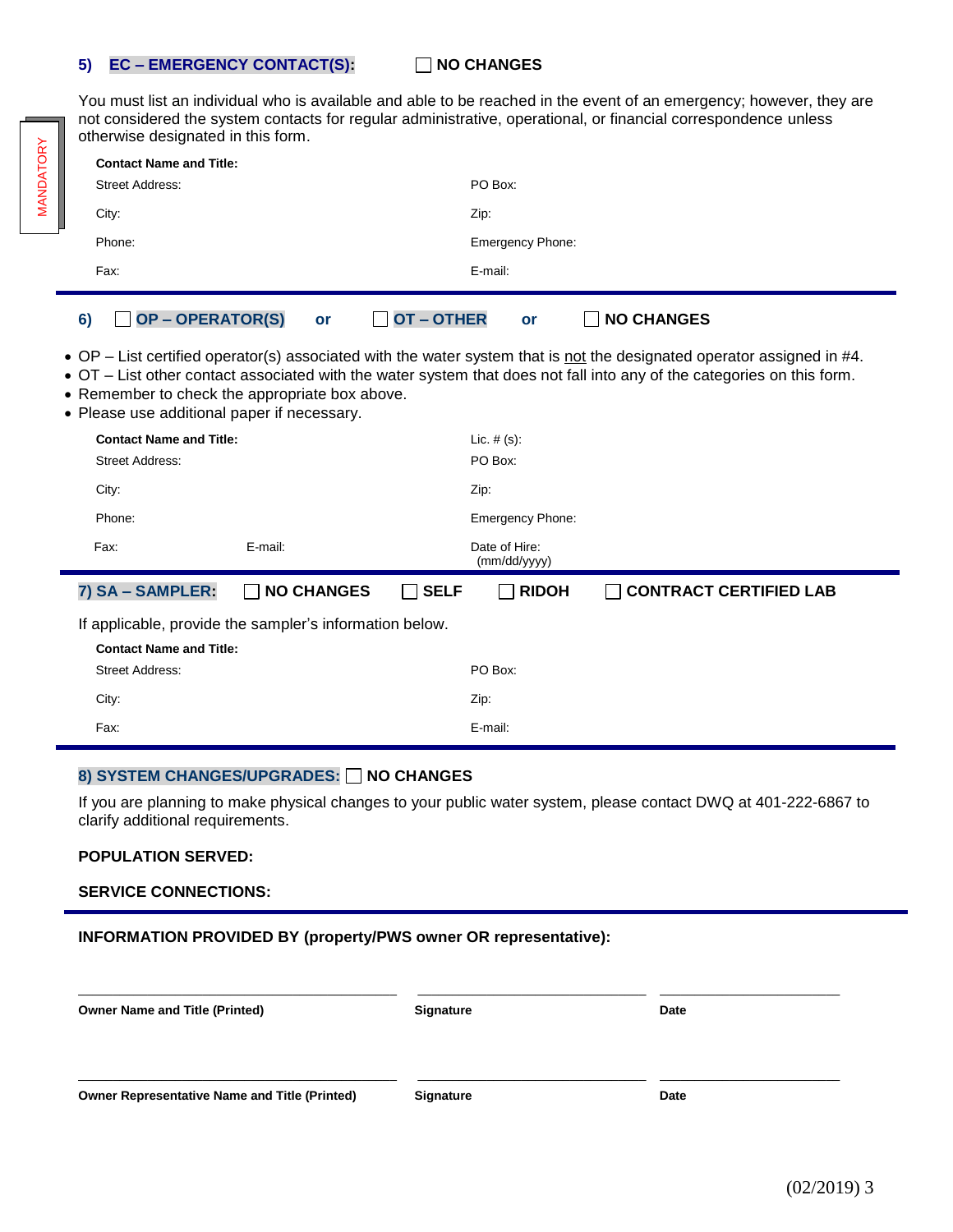## 5) EC – EMERGENCY CONTACT(S): ☐ NO CHANGES

MANDATORY

You must list an individual who is available and able to be reached in the event of an emergency; however, they are not considered the system contacts for regular administrative, operational, or financial correspondence unless otherwise designated in this form.

**Contact Name and Title:**

| | |
|---|---|
| Street Address: | PO Box: |
| City: | Zip: |
| Phone: | Emergency Phone: |
| Fax: | E-mail: |

## 6) ☐ OP – OPERATOR(S) or ☐ OT – OTHER or ☐ NO CHANGES

- OP – List certified operator(s) associated with the water system that is not the designated operator assigned in #4.
- OT – List other contact associated with the water system that does not fall into any of the categories on this form.
- Remember to check the appropriate box above.
- Please use additional paper if necessary.

| | | |
|---|---|---|
| **Contact Name and Title:** | | Lic. # (s): |
| Street Address: | | PO Box: |
| City: | | Zip: |
| Phone: | | Emergency Phone: |
| Fax: | E-mail: | Date of Hire: (mm/dd/yyyy) |

## 7) SA – SAMPLER: ☐ NO CHANGES ☐ SELF ☐ RIDOH ☐ CONTRACT CERTIFIED LAB

If applicable, provide the sampler's information below.

**Contact Name and Title:**

| | |
|---|---|
| Street Address: | PO Box: |
| City: | Zip: |
| Fax: | E-mail: |

## 8) SYSTEM CHANGES/UPGRADES: ☐ NO CHANGES

If you are planning to make physical changes to your public water system, please contact DWQ at 401-222-6867 to clarify additional requirements.

**POPULATION SERVED:**

**SERVICE CONNECTIONS:**

**INFORMATION PROVIDED BY (property/PWS owner OR representative):**

| **Owner Name and Title (Printed)** | **Signature** | **Date** |
|---|---|---|
| | | |

| **Owner Representative Name and Title (Printed)** | **Signature** | **Date** |
|---|---|---|
| | | |

(02/2019)